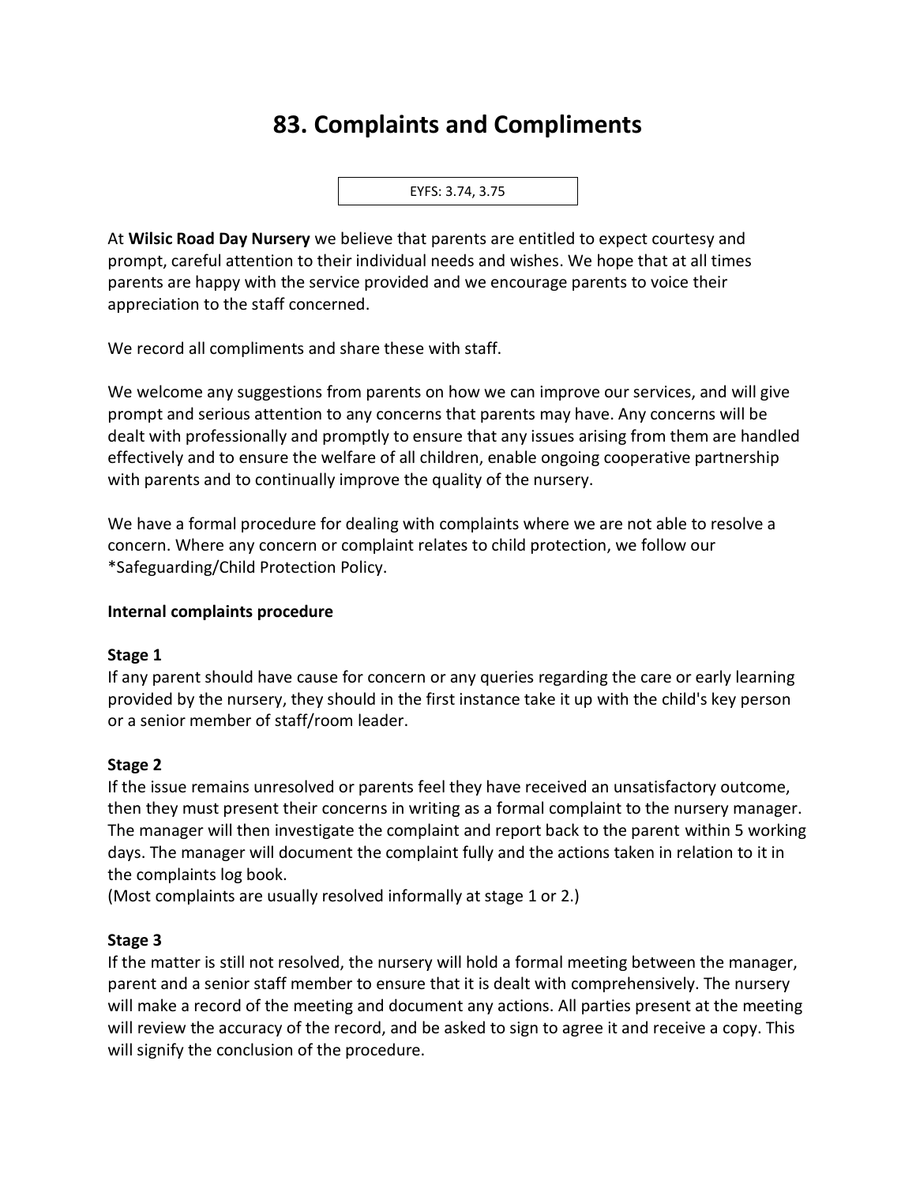# 83. Complaints and Compliments

EYFS: 3.74, 3.75

At **Wilsic Road Day Nursery** we believe that parents are entitled to expect courtesy and prompt, careful attention to their individual needs and wishes. We hope that at all times parents are happy with the service provided and we encourage parents to voice their appreciation to the staff concerned.

We record all compliments and share these with staff.

We welcome any suggestions from parents on how we can improve our services, and will give prompt and serious attention to any concerns that parents may have. Any concerns will be dealt with professionally and promptly to ensure that any issues arising from them are handled effectively and to ensure the welfare of all children, enable ongoing cooperative partnership with parents and to continually improve the quality of the nursery.

We have a formal procedure for dealing with complaints where we are not able to resolve a concern. Where any concern or complaint relates to child protection, we follow our *Safeguarding/Child Protection Policy.

**Internal complaints procedure**

**Stage 1**
If any parent should have cause for concern or any queries regarding the care or early learning provided by the nursery, they should in the first instance take it up with the child's key person or a senior member of staff/room leader.

**Stage 2**
If the issue remains unresolved or parents feel they have received an unsatisfactory outcome, then they must present their concerns in writing as a formal complaint to the nursery manager. The manager will then investigate the complaint and report back to the parent within 5 working days. The manager will document the complaint fully and the actions taken in relation to it in the complaints log book.
(Most complaints are usually resolved informally at stage 1 or 2.)

**Stage 3**
If the matter is still not resolved, the nursery will hold a formal meeting between the manager, parent and a senior staff member to ensure that it is dealt with comprehensively. The nursery will make a record of the meeting and document any actions. All parties present at the meeting will review the accuracy of the record, and be asked to sign to agree it and receive a copy. This will signify the conclusion of the procedure.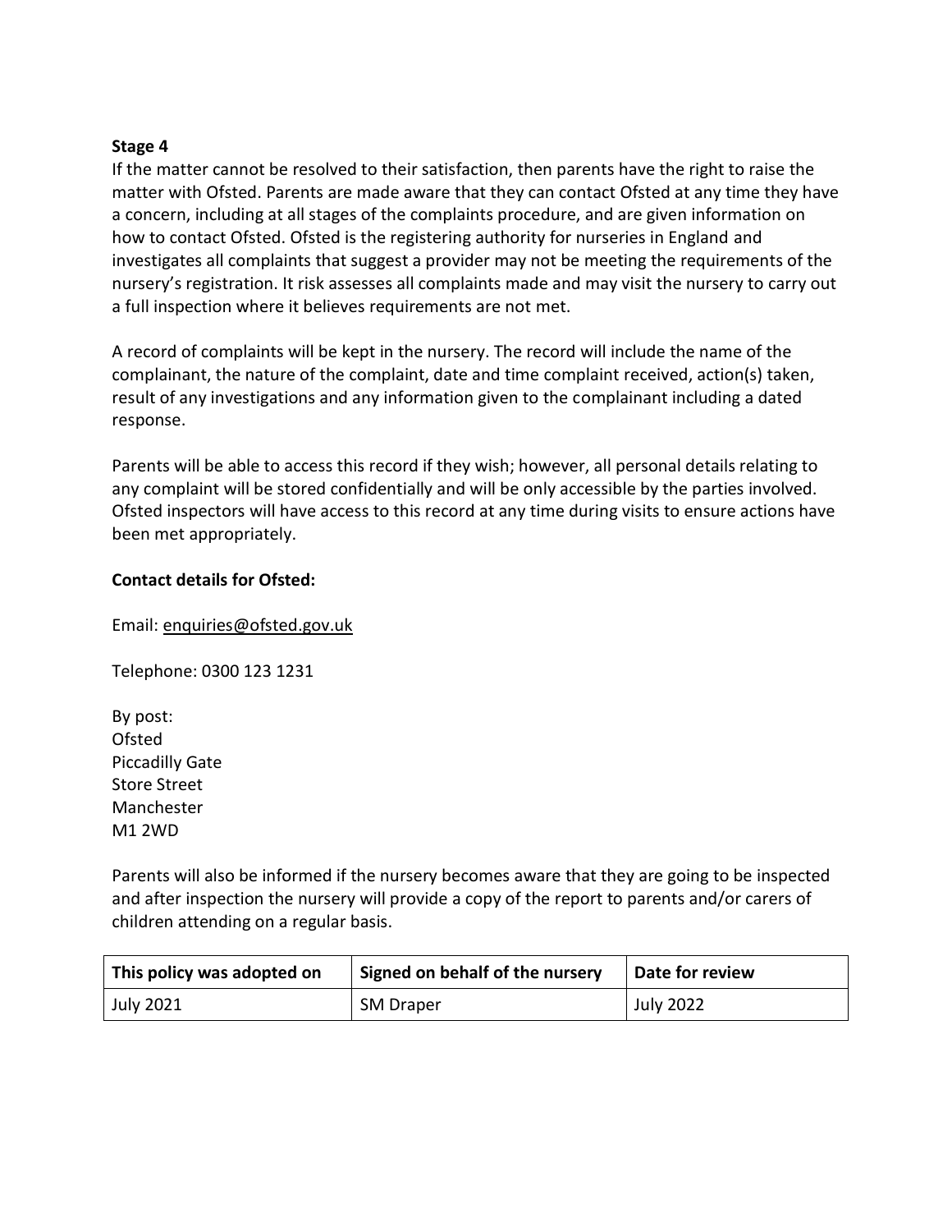**Stage 4**

If the matter cannot be resolved to their satisfaction, then parents have the right to raise the matter with Ofsted. Parents are made aware that they can contact Ofsted at any time they have a concern, including at all stages of the complaints procedure, and are given information on how to contact Ofsted. Ofsted is the registering authority for nurseries in England and investigates all complaints that suggest a provider may not be meeting the requirements of the nursery's registration. It risk assesses all complaints made and may visit the nursery to carry out a full inspection where it believes requirements are not met.

A record of complaints will be kept in the nursery. The record will include the name of the complainant, the nature of the complaint, date and time complaint received, action(s) taken, result of any investigations and any information given to the complainant including a dated response.

Parents will be able to access this record if they wish; however, all personal details relating to any complaint will be stored confidentially and will be only accessible by the parties involved. Ofsted inspectors will have access to this record at any time during visits to ensure actions have been met appropriately.

**Contact details for Ofsted:**

Email: enquiries@ofsted.gov.uk

Telephone: 0300 123 1231

By post:
Ofsted
Piccadilly Gate
Store Street
Manchester
M1 2WD

Parents will also be informed if the nursery becomes aware that they are going to be inspected and after inspection the nursery will provide a copy of the report to parents and/or carers of children attending on a regular basis.

| This policy was adopted on | Signed on behalf of the nursery | Date for review |
| --- | --- | --- |
| July 2021 | SM Draper | July 2022 |